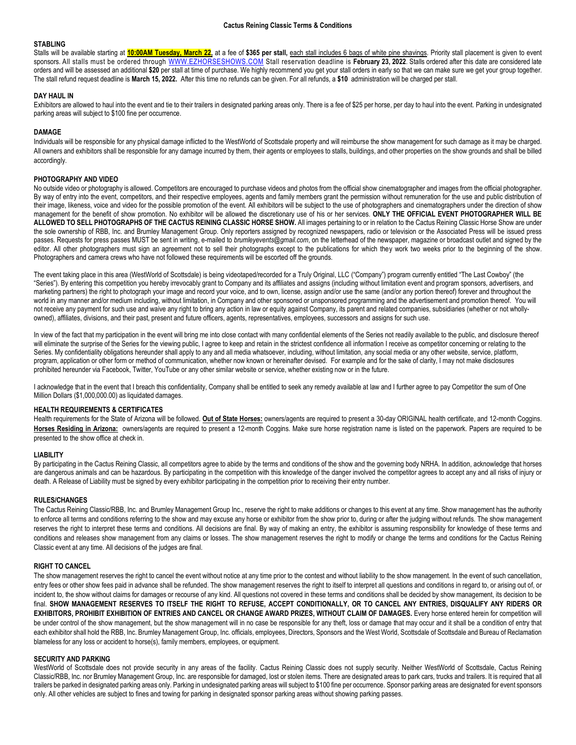# Cactus Reining Classic Terms & Conditions

## STABLING

Stalls will be available starting at **10:00AM Tuesday, March 22,** at a fee of **$365 per stall,** each stall includes 6 bags of white pine shavings. Priority stall placement is given to event sponsors. All stalls must be ordered through WWW.EZHORSESHOWS.COM Stall reservation deadline is **February 23, 2022**. Stalls ordered after this date are considered late orders and will be assessed an additional **$20** per stall at time of purchase. We highly recommend you get your stall orders in early so that we can make sure we get your group together. The stall refund request deadline is **March 15, 2022.** After this time no refunds can be given. For all refunds, a **$10** administration will be charged per stall.

## DAY HAUL IN

Exhibitors are allowed to haul into the event and tie to their trailers in designated parking areas only. There is a fee of $25 per horse, per day to haul into the event. Parking in undesignated parking areas will subject to $100 fine per occurrence.

## DAMAGE

Individuals will be responsible for any physical damage inflicted to the WestWorld of Scottsdale property and will reimburse the show management for such damage as it may be charged. All owners and exhibitors shall be responsible for any damage incurred by them, their agents or employees to stalls, buildings, and other properties on the show grounds and shall be billed accordingly.

## PHOTOGRAPHY AND VIDEO

No outside video or photography is allowed. Competitors are encouraged to purchase videos and photos from the official show cinematographer and images from the official photographer. By way of entry into the event, competitors, and their respective employees, agents and family members grant the permission without remuneration for the use and public distribution of their image, likeness, voice and video for the possible promotion of the event. All exhibitors will be subject to the use of photographers and cinematographers under the direction of show management for the benefit of show promotion. No exhibitor will be allowed the discretionary use of his or her services. **ONLY THE OFFICIAL EVENT PHOTOGRAPHER WILL BE ALLOWED TO SELL PHOTOGRAPHS OF THE CACTUS REINING CLASSIC HORSE SHOW.** All images pertaining to or in relation to the Cactus Reining Classic Horse Show are under the sole ownership of RBB, Inc. and Brumley Management Group. Only reporters assigned by recognized newspapers, radio or television or the Associated Press will be issued press passes. Requests for press passes MUST be sent in writing, e-mailed to *brumleyevents@gmail.com*, on the letterhead of the newspaper, magazine or broadcast outlet and signed by the editor. All other photographers must sign an agreement not to sell their photographs except to the publications for which they work two weeks prior to the beginning of the show. Photographers and camera crews who have not followed these requirements will be escorted off the grounds.

The event taking place in this area (WestWorld of Scottsdale) is being videotaped/recorded for a Truly Original, LLC ("Company") program currently entitled "The Last Cowboy" (the "Series"). By entering this competition you hereby irrevocably grant to Company and its affiliates and assigns (including without limitation event and program sponsors, advertisers, and marketing partners) the right to photograph your image and record your voice, and to own, license, assign and/or use the same (and/or any portion thereof) forever and throughout the world in any manner and/or medium including, without limitation, in Company and other sponsored or unsponsored programming and the advertisement and promotion thereof. You will not receive any payment for such use and waive any right to bring any action in law or equity against Company, its parent and related companies, subsidiaries (whether or not wholly-owned), affiliates, divisions, and their past, present and future officers, agents, representatives, employees, successors and assigns for such use.

In view of the fact that my participation in the event will bring me into close contact with many confidential elements of the Series not readily available to the public, and disclosure thereof will eliminate the surprise of the Series for the viewing public, I agree to keep and retain in the strictest confidence all information I receive as competitor concerning or relating to the Series. My confidentiality obligations hereunder shall apply to any and all media whatsoever, including, without limitation, any social media or any other website, service, platform, program, application or other form or method of communication, whether now known or hereinafter devised. For example and for the sake of clarity, I may not make disclosures prohibited hereunder via Facebook, Twitter, YouTube or any other similar website or service, whether existing now or in the future.

I acknowledge that in the event that I breach this confidentiality, Company shall be entitled to seek any remedy available at law and I further agree to pay Competitor the sum of One Million Dollars ($1,000,000.00) as liquidated damages.

## HEALTH REQUIREMENTS & CERTIFICATES

Health requirements for the State of Arizona will be followed. **Out of State Horses:** owners/agents are required to present a 30-day ORIGINAL health certificate, and 12-month Coggins. **Horses Residing in Arizona:** owners/agents are required to present a 12-month Coggins. Make sure horse registration name is listed on the paperwork. Papers are required to be presented to the show office at check in.

## LIABILITY

By participating in the Cactus Reining Classic, all competitors agree to abide by the terms and conditions of the show and the governing body NRHA. In addition, acknowledge that horses are dangerous animals and can be hazardous. By participating in the competition with this knowledge of the danger involved the competitor agrees to accept any and all risks of injury or death. A Release of Liability must be signed by every exhibitor participating in the competition prior to receiving their entry number.

## RULES/CHANGES

The Cactus Reining Classic/RBB, Inc. and Brumley Management Group Inc., reserve the right to make additions or changes to this event at any time. Show management has the authority to enforce all terms and conditions referring to the show and may excuse any horse or exhibitor from the show prior to, during or after the judging without refunds. The show management reserves the right to interpret these terms and conditions. All decisions are final. By way of making an entry, the exhibitor is assuming responsibility for knowledge of these terms and conditions and releases show management from any claims or losses. The show management reserves the right to modify or change the terms and conditions for the Cactus Reining Classic event at any time. All decisions of the judges are final.

## RIGHT TO CANCEL

The show management reserves the right to cancel the event without notice at any time prior to the contest and without liability to the show management. In the event of such cancellation, entry fees or other show fees paid in advance shall be refunded. The show management reserves the right to itself to interpret all questions and conditions in regard to, or arising out of, or incident to, the show without claims for damages or recourse of any kind. All questions not covered in these terms and conditions shall be decided by show management, its decision to be final. **SHOW MANAGEMENT RESERVES TO ITSELF THE RIGHT TO REFUSE, ACCEPT CONDITIONALLY, OR TO CANCEL ANY ENTRIES, DISQUALIFY ANY RIDERS OR EXHIBITORS, PROHIBIT EXHIBITION OF ENTRIES AND CANCEL OR CHANGE AWARD PRIZES, WITHOUT CLAIM OF DAMAGES.** Every horse entered herein for competition will be under control of the show management, but the show management will in no case be responsible for any theft, loss or damage that may occur and it shall be a condition of entry that each exhibitor shall hold the RBB, Inc. Brumley Management Group, Inc. officials, employees, Directors, Sponsors and the West World, Scottsdale of Scottsdale and Bureau of Reclamation blameless for any loss or accident to horse(s), family members, employees, or equipment.

## SECURITY AND PARKING

WestWorld of Scottsdale does not provide security in any areas of the facility. Cactus Reining Classic does not supply security. Neither WestWorld of Scottsdale, Cactus Reining Classic/RBB, Inc. nor Brumley Management Group, Inc. are responsible for damaged, lost or stolen items. There are designated areas to park cars, trucks and trailers. It is required that all trailers be parked in designated parking areas only. Parking in undesignated parking areas will subject to $100 fine per occurrence. Sponsor parking areas are designated for event sponsors only. All other vehicles are subject to fines and towing for parking in designated sponsor parking areas without showing parking passes.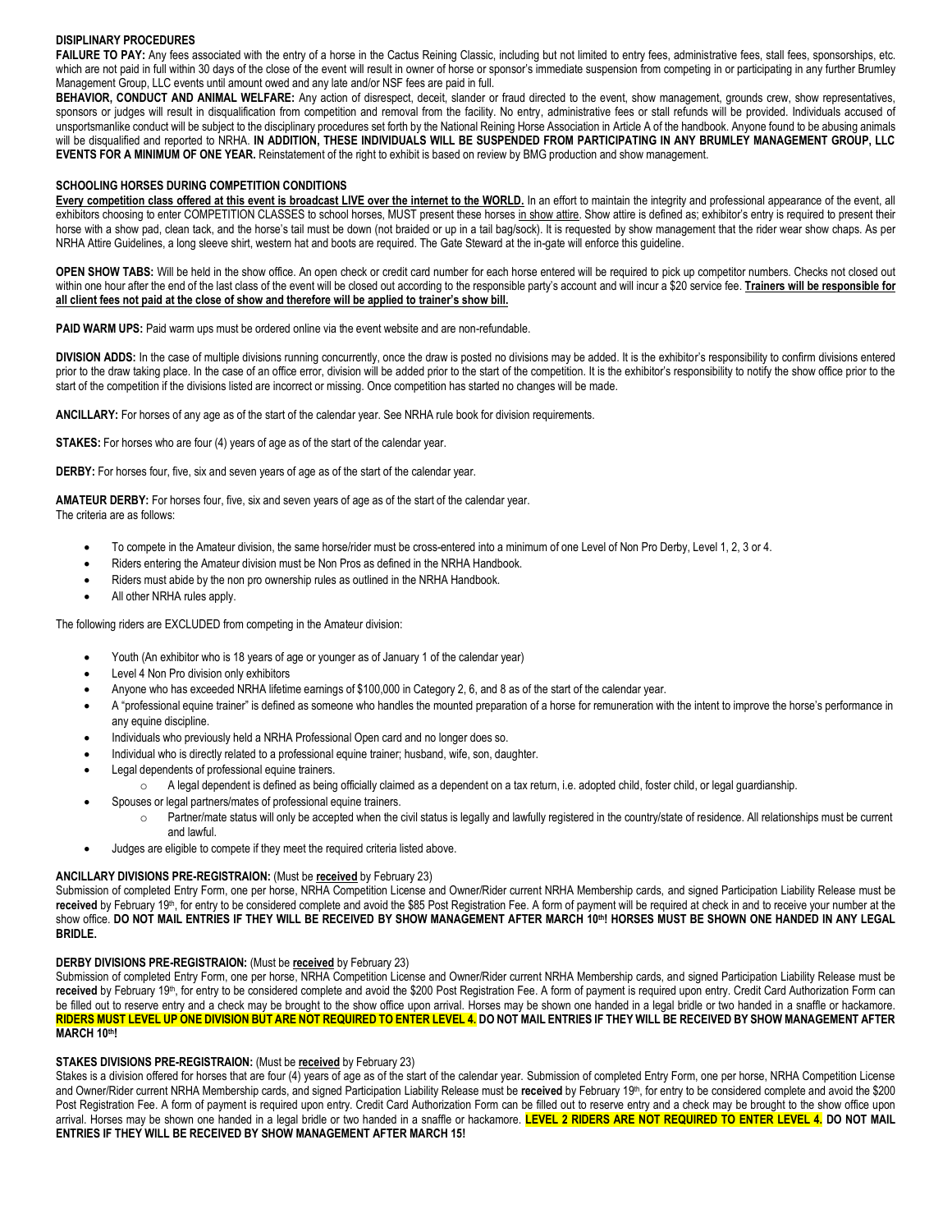**DISIPLINARY PROCEDURES**

**FAILURE TO PAY:** Any fees associated with the entry of a horse in the Cactus Reining Classic, including but not limited to entry fees, administrative fees, stall fees, sponsorships, etc. which are not paid in full within 30 days of the close of the event will result in owner of horse or sponsor's immediate suspension from competing in or participating in any further Brumley Management Group, LLC events until amount owed and any late and/or NSF fees are paid in full.

**BEHAVIOR, CONDUCT AND ANIMAL WELFARE:** Any action of disrespect, deceit, slander or fraud directed to the event, show management, grounds crew, show representatives, sponsors or judges will result in disqualification from competition and removal from the facility. No entry, administrative fees or stall refunds will be provided. Individuals accused of unsportsmanlike conduct will be subject to the disciplinary procedures set forth by the National Reining Horse Association in Article A of the handbook. Anyone found to be abusing animals will be disqualified and reported to NRHA. **IN ADDITION, THESE INDIVIDUALS WILL BE SUSPENDED FROM PARTICIPATING IN ANY BRUMLEY MANAGEMENT GROUP, LLC EVENTS FOR A MINIMUM OF ONE YEAR.** Reinstatement of the right to exhibit is based on review by BMG production and show management.

**SCHOOLING HORSES DURING COMPETITION CONDITIONS**

**Every competition class offered at this event is broadcast LIVE over the internet to the WORLD.** In an effort to maintain the integrity and professional appearance of the event, all exhibitors choosing to enter COMPETITION CLASSES to school horses, MUST present these horses in show attire. Show attire is defined as; exhibitor's entry is required to present their horse with a show pad, clean tack, and the horse's tail must be down (not braided or up in a tail bag/sock). It is requested by show management that the rider wear show chaps. As per NRHA Attire Guidelines, a long sleeve shirt, western hat and boots are required. The Gate Steward at the in-gate will enforce this guideline.

**OPEN SHOW TABS:** Will be held in the show office. An open check or credit card number for each horse entered will be required to pick up competitor numbers. Checks not closed out within one hour after the end of the last class of the event will be closed out according to the responsible party's account and will incur a $20 service fee. **Trainers will be responsible for all client fees not paid at the close of show and therefore will be applied to trainer's show bill.**

**PAID WARM UPS:** Paid warm ups must be ordered online via the event website and are non-refundable.

**DIVISION ADDS:** In the case of multiple divisions running concurrently, once the draw is posted no divisions may be added. It is the exhibitor's responsibility to confirm divisions entered prior to the draw taking place. In the case of an office error, division will be added prior to the start of the competition. It is the exhibitor's responsibility to notify the show office prior to the start of the competition if the divisions listed are incorrect or missing. Once competition has started no changes will be made.

**ANCILLARY:** For horses of any age as of the start of the calendar year. See NRHA rule book for division requirements.

**STAKES:** For horses who are four (4) years of age as of the start of the calendar year.

**DERBY:** For horses four, five, six and seven years of age as of the start of the calendar year.

**AMATEUR DERBY:** For horses four, five, six and seven years of age as of the start of the calendar year.
The criteria are as follows:

- To compete in the Amateur division, the same horse/rider must be cross-entered into a minimum of one Level of Non Pro Derby, Level 1, 2, 3 or 4.
- Riders entering the Amateur division must be Non Pros as defined in the NRHA Handbook.
- Riders must abide by the non pro ownership rules as outlined in the NRHA Handbook.
- All other NRHA rules apply.

The following riders are EXCLUDED from competing in the Amateur division:

- Youth (An exhibitor who is 18 years of age or younger as of January 1 of the calendar year)
- Level 4 Non Pro division only exhibitors
- Anyone who has exceeded NRHA lifetime earnings of $100,000 in Category 2, 6, and 8 as of the start of the calendar year.
- A "professional equine trainer" is defined as someone who handles the mounted preparation of a horse for remuneration with the intent to improve the horse's performance in any equine discipline.
- Individuals who previously held a NRHA Professional Open card and no longer does so.
- Individual who is directly related to a professional equine trainer; husband, wife, son, daughter.
- Legal dependents of professional equine trainers.
  - A legal dependent is defined as being officially claimed as a dependent on a tax return, i.e. adopted child, foster child, or legal guardianship.
- Spouses or legal partners/mates of professional equine trainers.
  - Partner/mate status will only be accepted when the civil status is legally and lawfully registered in the country/state of residence. All relationships must be current and lawful.
- Judges are eligible to compete if they meet the required criteria listed above.

**ANCILLARY DIVISIONS PRE-REGISTRAION:** (Must be **received** by February 23)
Submission of completed Entry Form, one per horse, NRHA Competition License and Owner/Rider current NRHA Membership cards, and signed Participation Liability Release must be **received** by February 19th, for entry to be considered complete and avoid the $85 Post Registration Fee. A form of payment will be required at check in and to receive your number at the show office. **DO NOT MAIL ENTRIES IF THEY WILL BE RECEIVED BY SHOW MANAGEMENT AFTER MARCH 10th! HORSES MUST BE SHOWN ONE HANDED IN ANY LEGAL BRIDLE.**

**DERBY DIVISIONS PRE-REGISTRAION:** (Must be **received** by February 23)
Submission of completed Entry Form, one per horse, NRHA Competition License and Owner/Rider current NRHA Membership cards, and signed Participation Liability Release must be **received** by February 19th, for entry to be considered complete and avoid the $200 Post Registration Fee. A form of payment is required upon entry. Credit Card Authorization Form can be filled out to reserve entry and a check may be brought to the show office upon arrival. Horses may be shown one handed in a legal bridle or two handed in a snaffle or hackamore. **RIDERS MUST LEVEL UP ONE DIVISION BUT ARE NOT REQUIRED TO ENTER LEVEL 4. DO NOT MAIL ENTRIES IF THEY WILL BE RECEIVED BY SHOW MANAGEMENT AFTER MARCH 10th!**

**STAKES DIVISIONS PRE-REGISTRAION:** (Must be **received** by February 23)
Stakes is a division offered for horses that are four (4) years of age as of the start of the calendar year. Submission of completed Entry Form, one per horse, NRHA Competition License and Owner/Rider current NRHA Membership cards, and signed Participation Liability Release must be **received** by February 19th, for entry to be considered complete and avoid the $200 Post Registration Fee. A form of payment is required upon entry. Credit Card Authorization Form can be filled out to reserve entry and a check may be brought to the show office upon arrival. Horses may be shown one handed in a legal bridle or two handed in a snaffle or hackamore. **LEVEL 2 RIDERS ARE NOT REQUIRED TO ENTER LEVEL 4. DO NOT MAIL ENTRIES IF THEY WILL BE RECEIVED BY SHOW MANAGEMENT AFTER MARCH 15!**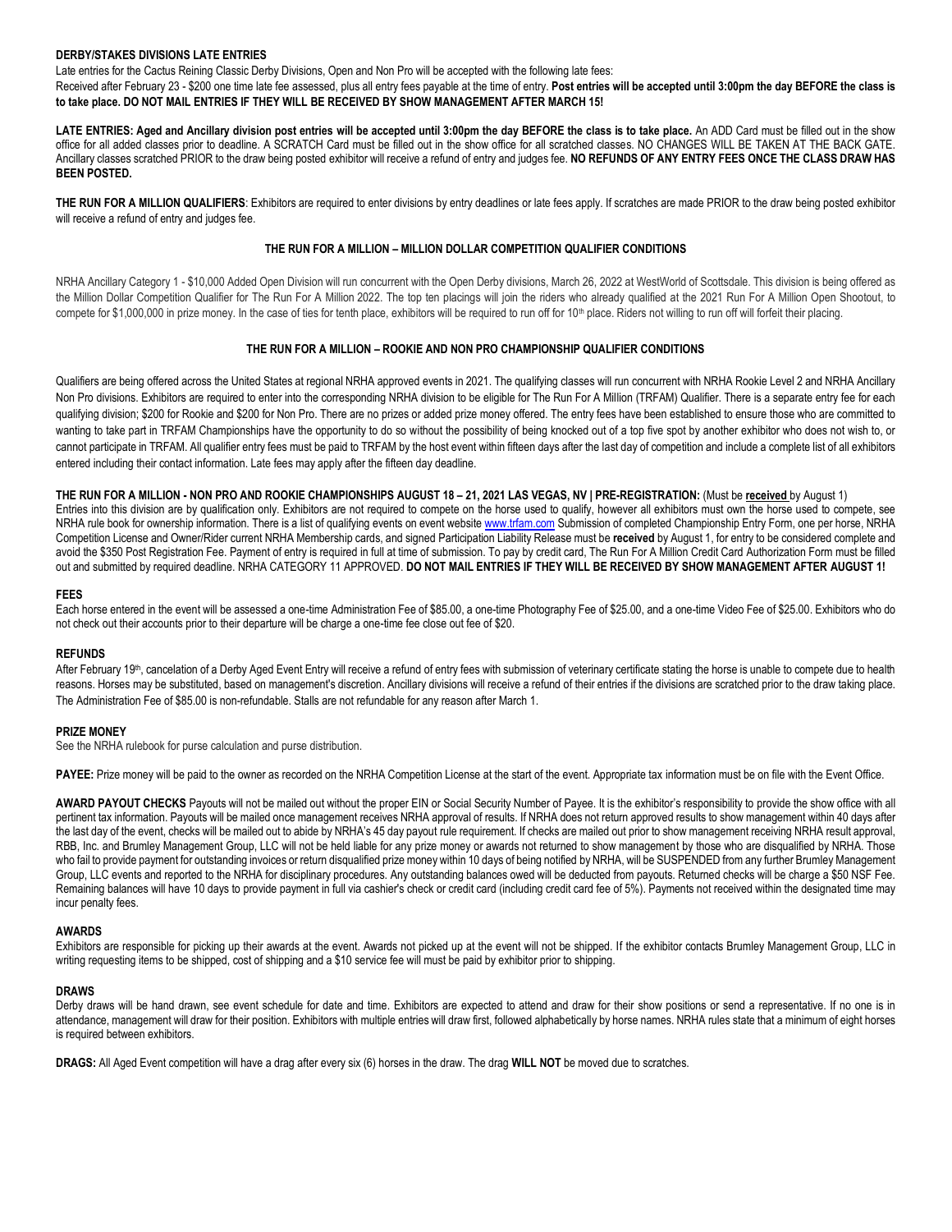**DERBY/STAKES DIVISIONS LATE ENTRIES**

Late entries for the Cactus Reining Classic Derby Divisions, Open and Non Pro will be accepted with the following late fees:

Received after February 23 - $200 one time late fee assessed, plus all entry fees payable at the time of entry. **Post entries will be accepted until 3:00pm the day BEFORE the class is to take place. DO NOT MAIL ENTRIES IF THEY WILL BE RECEIVED BY SHOW MANAGEMENT AFTER MARCH 15!**

**LATE ENTRIES: Aged and Ancillary division post entries will be accepted until 3:00pm the day BEFORE the class is to take place.** An ADD Card must be filled out in the show office for all added classes prior to deadline. A SCRATCH Card must be filled out in the show office for all scratched classes. NO CHANGES WILL BE TAKEN AT THE BACK GATE. Ancillary classes scratched PRIOR to the draw being posted exhibitor will receive a refund of entry and judges fee. **NO REFUNDS OF ANY ENTRY FEES ONCE THE CLASS DRAW HAS BEEN POSTED.**

**THE RUN FOR A MILLION QUALIFIERS**: Exhibitors are required to enter divisions by entry deadlines or late fees apply. If scratches are made PRIOR to the draw being posted exhibitor will receive a refund of entry and judges fee.

**THE RUN FOR A MILLION – MILLION DOLLAR COMPETITION QUALIFIER CONDITIONS**

NRHA Ancillary Category 1 - $10,000 Added Open Division will run concurrent with the Open Derby divisions, March 26, 2022 at WestWorld of Scottsdale. This division is being offered as the Million Dollar Competition Qualifier for The Run For A Million 2022. The top ten placings will join the riders who already qualified at the 2021 Run For A Million Open Shootout, to compete for $1,000,000 in prize money. In the case of ties for tenth place, exhibitors will be required to run off for 10th place. Riders not willing to run off will forfeit their placing.

**THE RUN FOR A MILLION – ROOKIE AND NON PRO CHAMPIONSHIP QUALIFIER CONDITIONS**

Qualifiers are being offered across the United States at regional NRHA approved events in 2021. The qualifying classes will run concurrent with NRHA Rookie Level 2 and NRHA Ancillary Non Pro divisions. Exhibitors are required to enter into the corresponding NRHA division to be eligible for The Run For A Million (TRFAM) Qualifier. There is a separate entry fee for each qualifying division; $200 for Rookie and $200 for Non Pro. There are no prizes or added prize money offered. The entry fees have been established to ensure those who are committed to wanting to take part in TRFAM Championships have the opportunity to do so without the possibility of being knocked out of a top five spot by another exhibitor who does not wish to, or cannot participate in TRFAM. All qualifier entry fees must be paid to TRFAM by the host event within fifteen days after the last day of competition and include a complete list of all exhibitors entered including their contact information. Late fees may apply after the fifteen day deadline.

**THE RUN FOR A MILLION - NON PRO AND ROOKIE CHAMPIONSHIPS AUGUST 18 – 21, 2021 LAS VEGAS, NV | PRE-REGISTRATION:** (Must be **received** by August 1)

Entries into this division are by qualification only. Exhibitors are not required to compete on the horse used to qualify, however all exhibitors must own the horse used to compete, see NRHA rule book for ownership information. There is a list of qualifying events on event website www.trfam.com Submission of completed Championship Entry Form, one per horse, NRHA Competition License and Owner/Rider current NRHA Membership cards, and signed Participation Liability Release must be **received** by August 1, for entry to be considered complete and avoid the $350 Post Registration Fee. Payment of entry is required in full at time of submission. To pay by credit card, The Run For A Million Credit Card Authorization Form must be filled out and submitted by required deadline. NRHA CATEGORY 11 APPROVED. **DO NOT MAIL ENTRIES IF THEY WILL BE RECEIVED BY SHOW MANAGEMENT AFTER AUGUST 1!**

**FEES**

Each horse entered in the event will be assessed a one-time Administration Fee of $85.00, a one-time Photography Fee of $25.00, and a one-time Video Fee of $25.00. Exhibitors who do not check out their accounts prior to their departure will be charge a one-time fee close out fee of $20.

**REFUNDS**

After February 19th, cancelation of a Derby Aged Event Entry will receive a refund of entry fees with submission of veterinary certificate stating the horse is unable to compete due to health reasons. Horses may be substituted, based on management's discretion. Ancillary divisions will receive a refund of their entries if the divisions are scratched prior to the draw taking place. The Administration Fee of $85.00 is non-refundable. Stalls are not refundable for any reason after March 1.

**PRIZE MONEY**

See the NRHA rulebook for purse calculation and purse distribution.

**PAYEE:** Prize money will be paid to the owner as recorded on the NRHA Competition License at the start of the event. Appropriate tax information must be on file with the Event Office.

**AWARD PAYOUT CHECKS** Payouts will not be mailed out without the proper EIN or Social Security Number of Payee. It is the exhibitor's responsibility to provide the show office with all pertinent tax information. Payouts will be mailed once management receives NRHA approval of results. If NRHA does not return approved results to show management within 40 days after the last day of the event, checks will be mailed out to abide by NRHA's 45 day payout rule requirement. If checks are mailed out prior to show management receiving NRHA result approval, RBB, Inc. and Brumley Management Group, LLC will not be held liable for any prize money or awards not returned to show management by those who are disqualified by NRHA. Those who fail to provide payment for outstanding invoices or return disqualified prize money within 10 days of being notified by NRHA, will be SUSPENDED from any further Brumley Management Group, LLC events and reported to the NRHA for disciplinary procedures. Any outstanding balances owed will be deducted from payouts. Returned checks will be charge a $50 NSF Fee. Remaining balances will have 10 days to provide payment in full via cashier's check or credit card (including credit card fee of 5%). Payments not received within the designated time may incur penalty fees.

**AWARDS**

Exhibitors are responsible for picking up their awards at the event. Awards not picked up at the event will not be shipped. If the exhibitor contacts Brumley Management Group, LLC in writing requesting items to be shipped, cost of shipping and a $10 service fee will must be paid by exhibitor prior to shipping.

**DRAWS**

Derby draws will be hand drawn, see event schedule for date and time. Exhibitors are expected to attend and draw for their show positions or send a representative. If no one is in attendance, management will draw for their position. Exhibitors with multiple entries will draw first, followed alphabetically by horse names. NRHA rules state that a minimum of eight horses is required between exhibitors.

**DRAGS:** All Aged Event competition will have a drag after every six (6) horses in the draw. The drag **WILL NOT** be moved due to scratches.